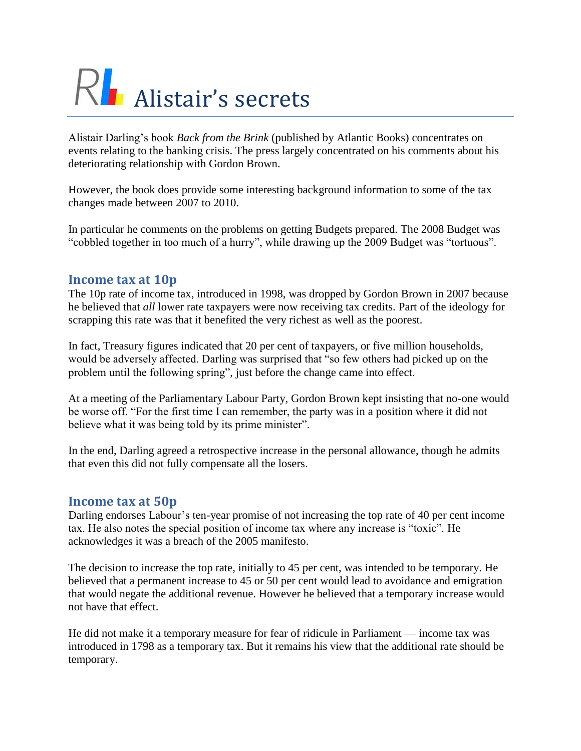# Alistair's secrets

Alistair Darling's book *Back from the Brink* (published by Atlantic Books) concentrates on events relating to the banking crisis. The press largely concentrated on his comments about his deteriorating relationship with Gordon Brown.

However, the book does provide some interesting background information to some of the tax changes made between 2007 to 2010.

In particular he comments on the problems on getting Budgets prepared. The 2008 Budget was "cobbled together in too much of a hurry", while drawing up the 2009 Budget was "tortuous".

## Income tax at 10p

The 10p rate of income tax, introduced in 1998, was dropped by Gordon Brown in 2007 because he believed that *all* lower rate taxpayers were now receiving tax credits. Part of the ideology for scrapping this rate was that it benefited the very richest as well as the poorest.

In fact, Treasury figures indicated that 20 per cent of taxpayers, or five million households, would be adversely affected. Darling was surprised that "so few others had picked up on the problem until the following spring", just before the change came into effect.

At a meeting of the Parliamentary Labour Party, Gordon Brown kept insisting that no-one would be worse off. "For the first time I can remember, the party was in a position where it did not believe what it was being told by its prime minister".

In the end, Darling agreed a retrospective increase in the personal allowance, though he admits that even this did not fully compensate all the losers.

## Income tax at 50p

Darling endorses Labour's ten-year promise of not increasing the top rate of 40 per cent income tax. He also notes the special position of income tax where any increase is "toxic". He acknowledges it was a breach of the 2005 manifesto.

The decision to increase the top rate, initially to 45 per cent, was intended to be temporary. He believed that a permanent increase to 45 or 50 per cent would lead to avoidance and emigration that would negate the additional revenue. However he believed that a temporary increase would not have that effect.

He did not make it a temporary measure for fear of ridicule in Parliament — income tax was introduced in 1798 as a temporary tax. But it remains his view that the additional rate should be temporary.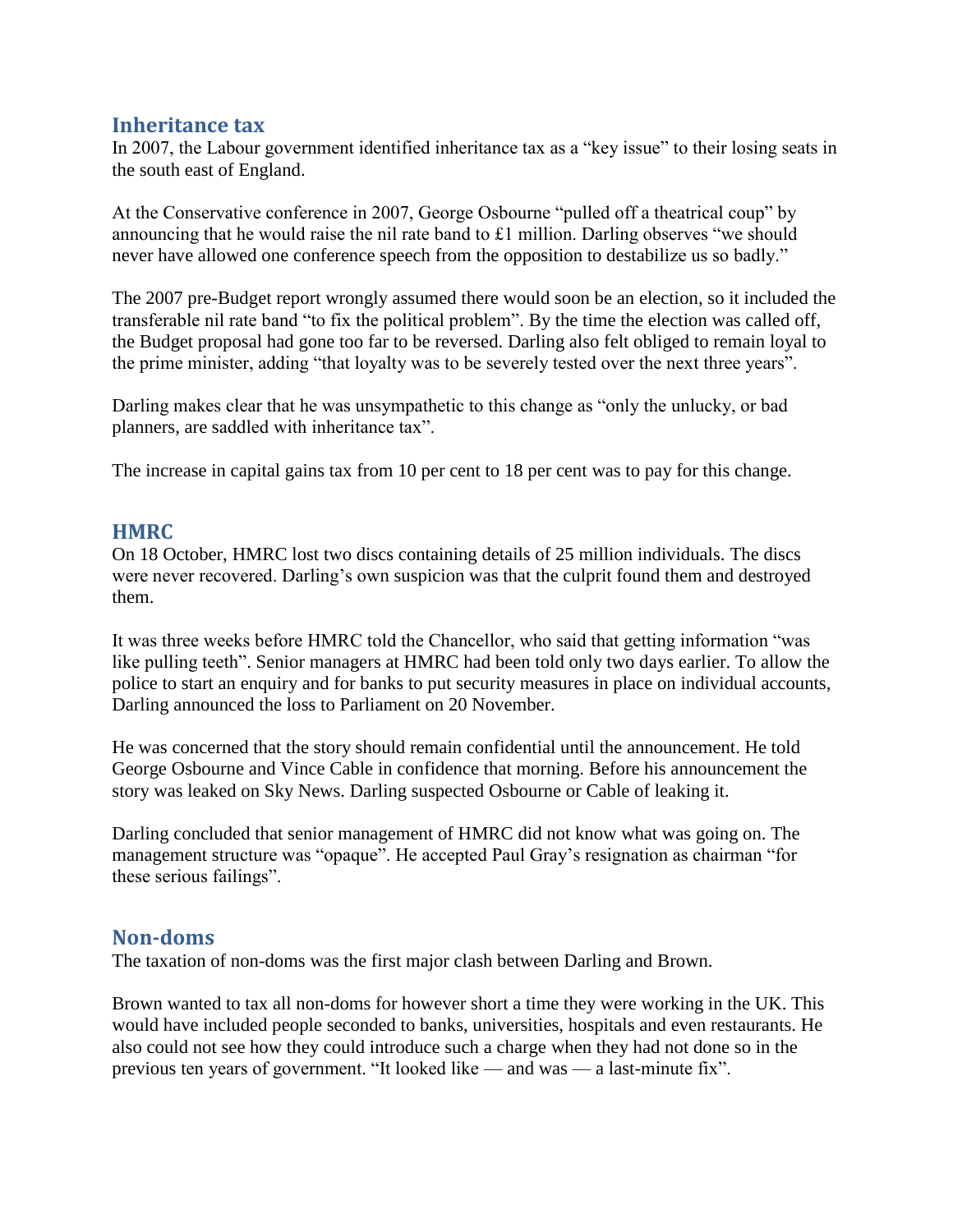## Inheritance tax

In 2007, the Labour government identified inheritance tax as a "key issue" to their losing seats in the south east of England.

At the Conservative conference in 2007, George Osbourne "pulled off a theatrical coup" by announcing that he would raise the nil rate band to £1 million. Darling observes "we should never have allowed one conference speech from the opposition to destabilize us so badly."

The 2007 pre-Budget report wrongly assumed there would soon be an election, so it included the transferable nil rate band "to fix the political problem". By the time the election was called off, the Budget proposal had gone too far to be reversed. Darling also felt obliged to remain loyal to the prime minister, adding "that loyalty was to be severely tested over the next three years".

Darling makes clear that he was unsympathetic to this change as "only the unlucky, or bad planners, are saddled with inheritance tax".

The increase in capital gains tax from 10 per cent to 18 per cent was to pay for this change.

## HMRC

On 18 October, HMRC lost two discs containing details of 25 million individuals. The discs were never recovered. Darling's own suspicion was that the culprit found them and destroyed them.

It was three weeks before HMRC told the Chancellor, who said that getting information "was like pulling teeth". Senior managers at HMRC had been told only two days earlier. To allow the police to start an enquiry and for banks to put security measures in place on individual accounts, Darling announced the loss to Parliament on 20 November.

He was concerned that the story should remain confidential until the announcement. He told George Osbourne and Vince Cable in confidence that morning. Before his announcement the story was leaked on Sky News. Darling suspected Osbourne or Cable of leaking it.

Darling concluded that senior management of HMRC did not know what was going on. The management structure was "opaque". He accepted Paul Gray's resignation as chairman "for these serious failings".

## Non-doms

The taxation of non-doms was the first major clash between Darling and Brown.

Brown wanted to tax all non-doms for however short a time they were working in the UK. This would have included people seconded to banks, universities, hospitals and even restaurants. He also could not see how they could introduce such a charge when they had not done so in the previous ten years of government. "It looked like — and was — a last-minute fix".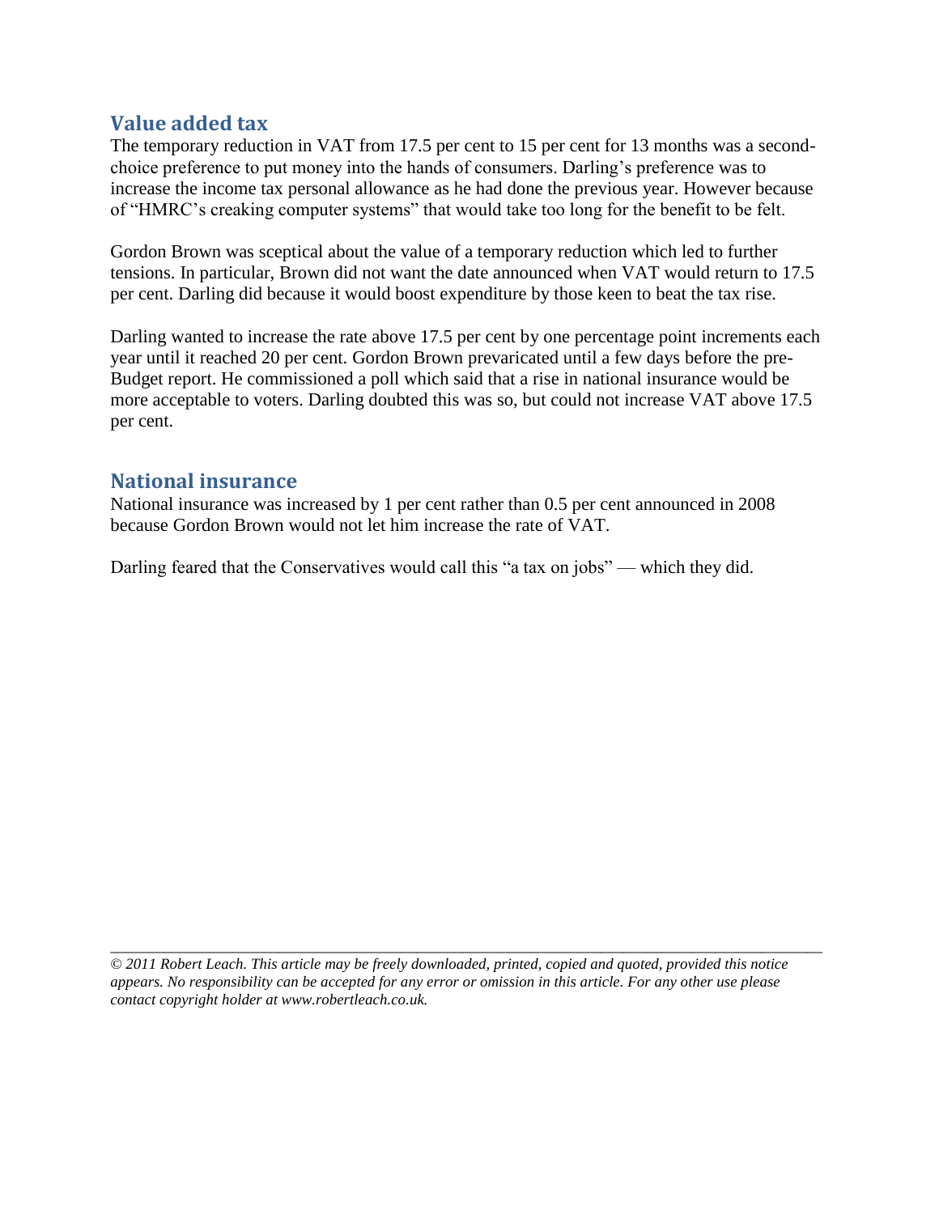## Value added tax

The temporary reduction in VAT from 17.5 per cent to 15 per cent for 13 months was a second-choice preference to put money into the hands of consumers. Darling's preference was to increase the income tax personal allowance as he had done the previous year. However because of "HMRC's creaking computer systems" that would take too long for the benefit to be felt.

Gordon Brown was sceptical about the value of a temporary reduction which led to further tensions. In particular, Brown did not want the date announced when VAT would return to 17.5 per cent. Darling did because it would boost expenditure by those keen to beat the tax rise.

Darling wanted to increase the rate above 17.5 per cent by one percentage point increments each year until it reached 20 per cent. Gordon Brown prevaricated until a few days before the pre-Budget report. He commissioned a poll which said that a rise in national insurance would be more acceptable to voters. Darling doubted this was so, but could not increase VAT above 17.5 per cent.

## National insurance

National insurance was increased by 1 per cent rather than 0.5 per cent announced in 2008 because Gordon Brown would not let him increase the rate of VAT.

Darling feared that the Conservatives would call this "a tax on jobs" — which they did.

---

*© 2011 Robert Leach. This article may be freely downloaded, printed, copied and quoted, provided this notice appears. No responsibility can be accepted for any error or omission in this article. For any other use please contact copyright holder at www.robertleach.co.uk.*